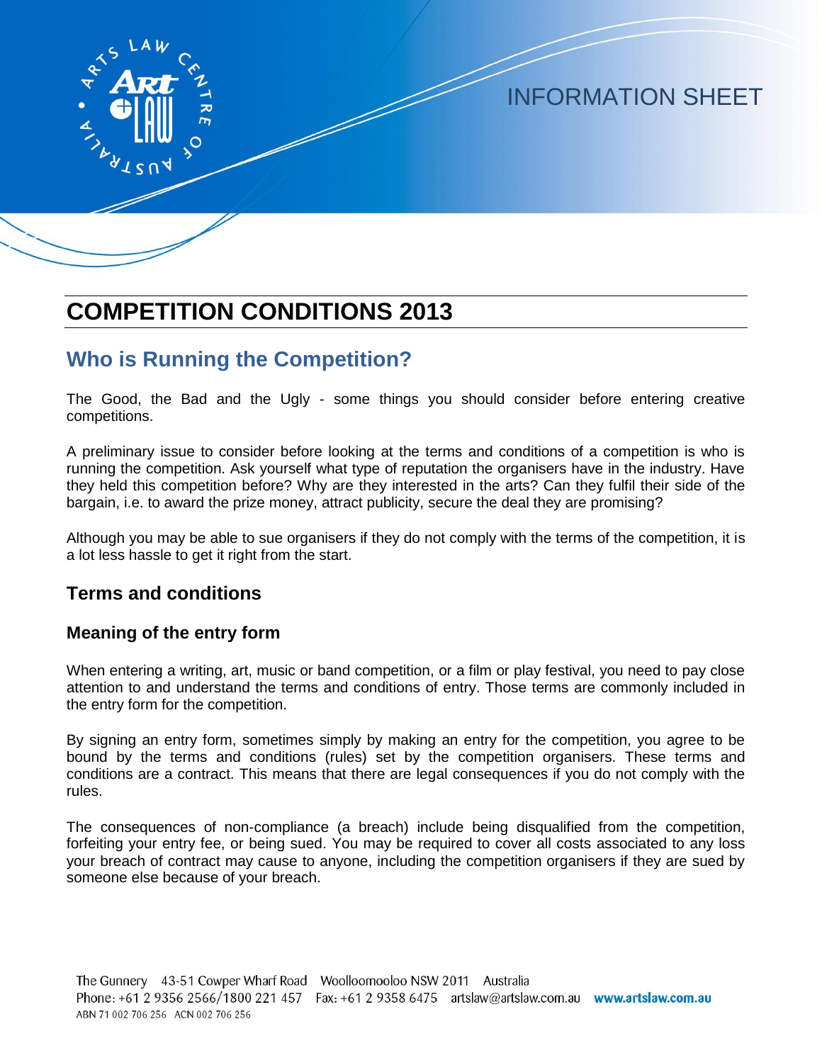INFORMATION SHEET

# COMPETITION CONDITIONS 2013

## Who is Running the Competition?

The Good, the Bad and the Ugly - some things you should consider before entering creative competitions.

A preliminary issue to consider before looking at the terms and conditions of a competition is who is running the competition. Ask yourself what type of reputation the organisers have in the industry. Have they held this competition before? Why are they interested in the arts? Can they fulfil their side of the bargain, i.e. to award the prize money, attract publicity, secure the deal they are promising?

Although you may be able to sue organisers if they do not comply with the terms of the competition, it is a lot less hassle to get it right from the start.

### Terms and conditions

#### Meaning of the entry form

When entering a writing, art, music or band competition, or a film or play festival, you need to pay close attention to and understand the terms and conditions of entry. Those terms are commonly included in the entry form for the competition.

By signing an entry form, sometimes simply by making an entry for the competition, you agree to be bound by the terms and conditions (rules) set by the competition organisers. These terms and conditions are a contract. This means that there are legal consequences if you do not comply with the rules.

The consequences of non-compliance (a breach) include being disqualified from the competition, forfeiting your entry fee, or being sued. You may be required to cover all costs associated to any loss your breach of contract may cause to anyone, including the competition organisers if they are sued by someone else because of your breach.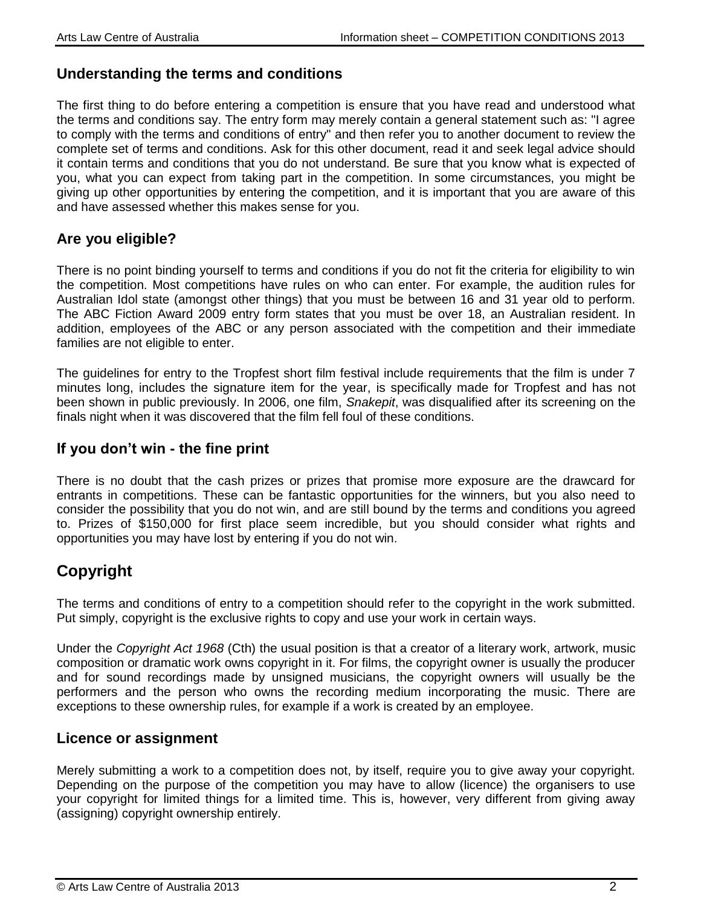### Understanding the terms and conditions

The first thing to do before entering a competition is ensure that you have read and understood what the terms and conditions say. The entry form may merely contain a general statement such as: "I agree to comply with the terms and conditions of entry" and then refer you to another document to review the complete set of terms and conditions. Ask for this other document, read it and seek legal advice should it contain terms and conditions that you do not understand. Be sure that you know what is expected of you, what you can expect from taking part in the competition. In some circumstances, you might be giving up other opportunities by entering the competition, and it is important that you are aware of this and have assessed whether this makes sense for you.

### Are you eligible?

There is no point binding yourself to terms and conditions if you do not fit the criteria for eligibility to win the competition. Most competitions have rules on who can enter. For example, the audition rules for Australian Idol state (amongst other things) that you must be between 16 and 31 year old to perform. The ABC Fiction Award 2009 entry form states that you must be over 18, an Australian resident. In addition, employees of the ABC or any person associated with the competition and their immediate families are not eligible to enter.

The guidelines for entry to the Tropfest short film festival include requirements that the film is under 7 minutes long, includes the signature item for the year, is specifically made for Tropfest and has not been shown in public previously. In 2006, one film, *Snakepit*, was disqualified after its screening on the finals night when it was discovered that the film fell foul of these conditions.

### If you don't win - the fine print

There is no doubt that the cash prizes or prizes that promise more exposure are the drawcard for entrants in competitions. These can be fantastic opportunities for the winners, but you also need to consider the possibility that you do not win, and are still bound by the terms and conditions you agreed to. Prizes of $150,000 for first place seem incredible, but you should consider what rights and opportunities you may have lost by entering if you do not win.

## Copyright

The terms and conditions of entry to a competition should refer to the copyright in the work submitted. Put simply, copyright is the exclusive rights to copy and use your work in certain ways.

Under the *Copyright Act 1968* (Cth) the usual position is that a creator of a literary work, artwork, music composition or dramatic work owns copyright in it. For films, the copyright owner is usually the producer and for sound recordings made by unsigned musicians, the copyright owners will usually be the performers and the person who owns the recording medium incorporating the music. There are exceptions to these ownership rules, for example if a work is created by an employee.

### Licence or assignment

Merely submitting a work to a competition does not, by itself, require you to give away your copyright. Depending on the purpose of the competition you may have to allow (licence) the organisers to use your copyright for limited things for a limited time. This is, however, very different from giving away (assigning) copyright ownership entirely.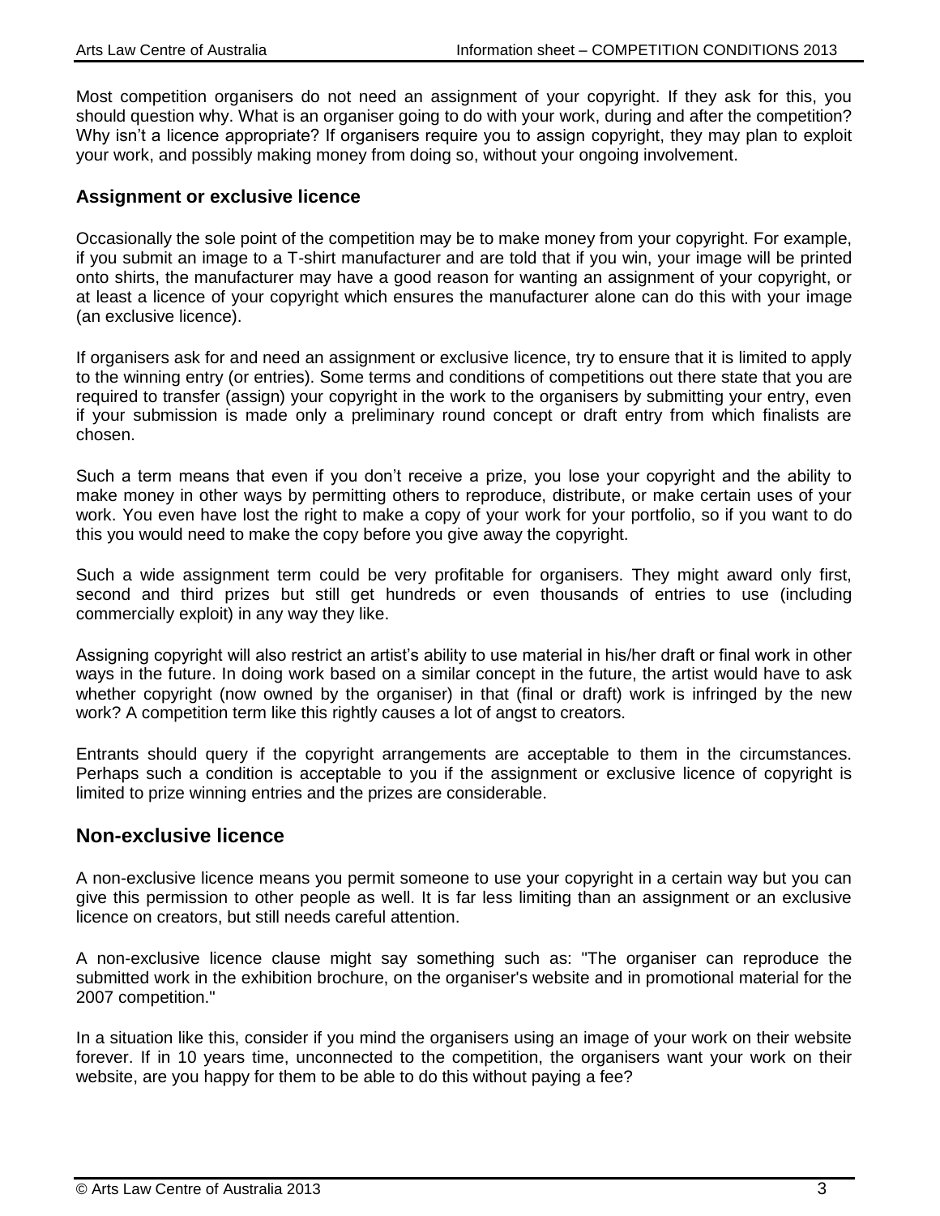Most competition organisers do not need an assignment of your copyright. If they ask for this, you should question why. What is an organiser going to do with your work, during and after the competition? Why isn't a licence appropriate? If organisers require you to assign copyright, they may plan to exploit your work, and possibly making money from doing so, without your ongoing involvement.

### Assignment or exclusive licence

Occasionally the sole point of the competition may be to make money from your copyright. For example, if you submit an image to a T-shirt manufacturer and are told that if you win, your image will be printed onto shirts, the manufacturer may have a good reason for wanting an assignment of your copyright, or at least a licence of your copyright which ensures the manufacturer alone can do this with your image (an exclusive licence).

If organisers ask for and need an assignment or exclusive licence, try to ensure that it is limited to apply to the winning entry (or entries). Some terms and conditions of competitions out there state that you are required to transfer (assign) your copyright in the work to the organisers by submitting your entry, even if your submission is made only a preliminary round concept or draft entry from which finalists are chosen.

Such a term means that even if you don't receive a prize, you lose your copyright and the ability to make money in other ways by permitting others to reproduce, distribute, or make certain uses of your work. You even have lost the right to make a copy of your work for your portfolio, so if you want to do this you would need to make the copy before you give away the copyright.

Such a wide assignment term could be very profitable for organisers. They might award only first, second and third prizes but still get hundreds or even thousands of entries to use (including commercially exploit) in any way they like.

Assigning copyright will also restrict an artist's ability to use material in his/her draft or final work in other ways in the future. In doing work based on a similar concept in the future, the artist would have to ask whether copyright (now owned by the organiser) in that (final or draft) work is infringed by the new work? A competition term like this rightly causes a lot of angst to creators.

Entrants should query if the copyright arrangements are acceptable to them in the circumstances. Perhaps such a condition is acceptable to you if the assignment or exclusive licence of copyright is limited to prize winning entries and the prizes are considerable.

## Non-exclusive licence

A non-exclusive licence means you permit someone to use your copyright in a certain way but you can give this permission to other people as well. It is far less limiting than an assignment or an exclusive licence on creators, but still needs careful attention.

A non-exclusive licence clause might say something such as: "The organiser can reproduce the submitted work in the exhibition brochure, on the organiser's website and in promotional material for the 2007 competition."

In a situation like this, consider if you mind the organisers using an image of your work on their website forever. If in 10 years time, unconnected to the competition, the organisers want your work on their website, are you happy for them to be able to do this without paying a fee?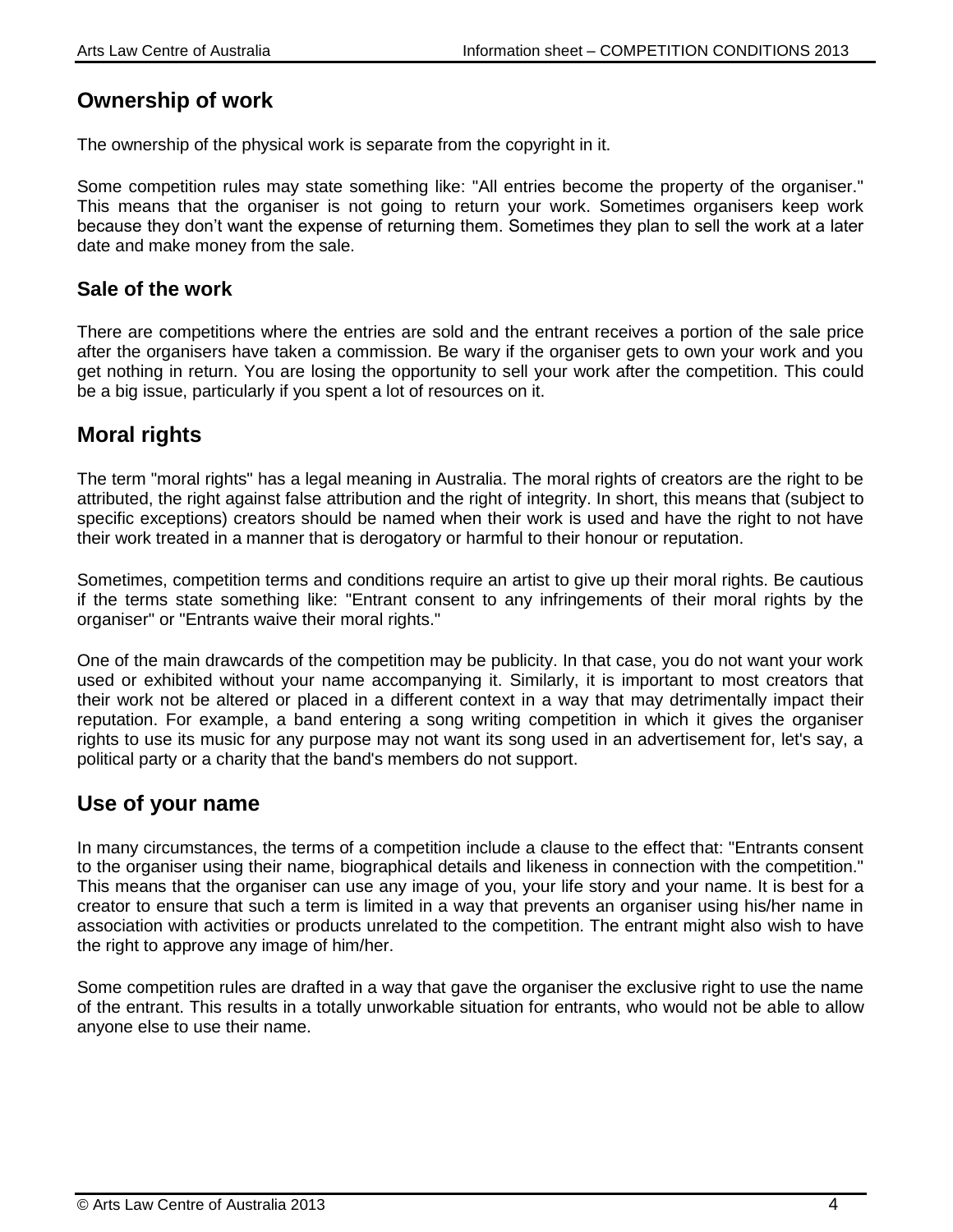## Ownership of work

The ownership of the physical work is separate from the copyright in it.

Some competition rules may state something like: "All entries become the property of the organiser." This means that the organiser is not going to return your work. Sometimes organisers keep work because they don't want the expense of returning them. Sometimes they plan to sell the work at a later date and make money from the sale.

### Sale of the work

There are competitions where the entries are sold and the entrant receives a portion of the sale price after the organisers have taken a commission. Be wary if the organiser gets to own your work and you get nothing in return. You are losing the opportunity to sell your work after the competition. This could be a big issue, particularly if you spent a lot of resources on it.

## Moral rights

The term "moral rights" has a legal meaning in Australia. The moral rights of creators are the right to be attributed, the right against false attribution and the right of integrity. In short, this means that (subject to specific exceptions) creators should be named when their work is used and have the right to not have their work treated in a manner that is derogatory or harmful to their honour or reputation.

Sometimes, competition terms and conditions require an artist to give up their moral rights. Be cautious if the terms state something like: "Entrant consent to any infringements of their moral rights by the organiser" or "Entrants waive their moral rights."

One of the main drawcards of the competition may be publicity. In that case, you do not want your work used or exhibited without your name accompanying it. Similarly, it is important to most creators that their work not be altered or placed in a different context in a way that may detrimentally impact their reputation. For example, a band entering a song writing competition in which it gives the organiser rights to use its music for any purpose may not want its song used in an advertisement for, let's say, a political party or a charity that the band's members do not support.

## Use of your name

In many circumstances, the terms of a competition include a clause to the effect that: "Entrants consent to the organiser using their name, biographical details and likeness in connection with the competition." This means that the organiser can use any image of you, your life story and your name. It is best for a creator to ensure that such a term is limited in a way that prevents an organiser using his/her name in association with activities or products unrelated to the competition. The entrant might also wish to have the right to approve any image of him/her.

Some competition rules are drafted in a way that gave the organiser the exclusive right to use the name of the entrant. This results in a totally unworkable situation for entrants, who would not be able to allow anyone else to use their name.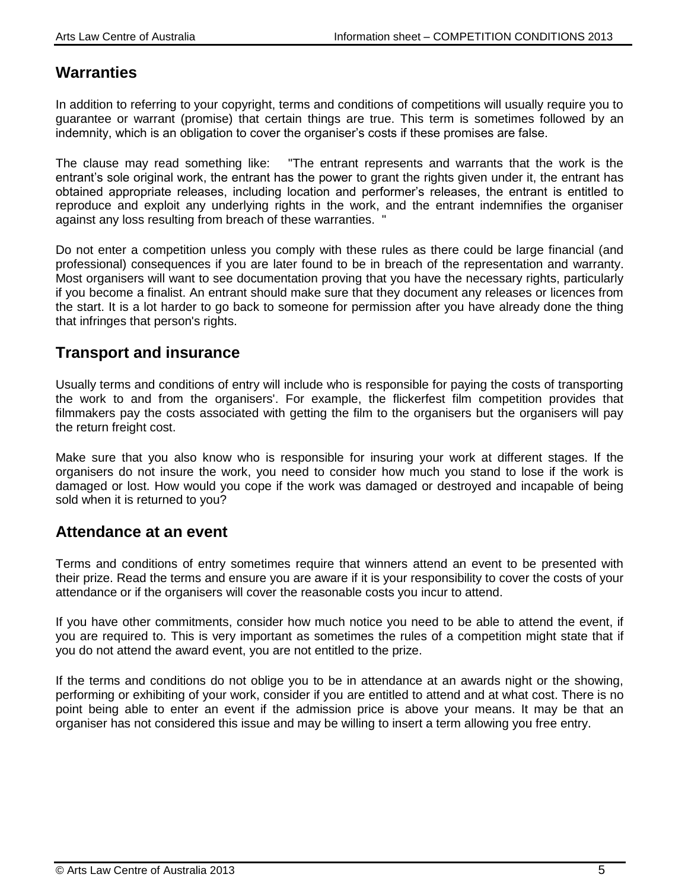## Warranties

In addition to referring to your copyright, terms and conditions of competitions will usually require you to guarantee or warrant (promise) that certain things are true. This term is sometimes followed by an indemnity, which is an obligation to cover the organiser's costs if these promises are false.

The clause may read something like: "The entrant represents and warrants that the work is the entrant's sole original work, the entrant has the power to grant the rights given under it, the entrant has obtained appropriate releases, including location and performer's releases, the entrant is entitled to reproduce and exploit any underlying rights in the work, and the entrant indemnifies the organiser against any loss resulting from breach of these warranties. "

Do not enter a competition unless you comply with these rules as there could be large financial (and professional) consequences if you are later found to be in breach of the representation and warranty. Most organisers will want to see documentation proving that you have the necessary rights, particularly if you become a finalist. An entrant should make sure that they document any releases or licences from the start. It is a lot harder to go back to someone for permission after you have already done the thing that infringes that person's rights.

## Transport and insurance

Usually terms and conditions of entry will include who is responsible for paying the costs of transporting the work to and from the organisers'. For example, the flickerfest film competition provides that filmmakers pay the costs associated with getting the film to the organisers but the organisers will pay the return freight cost.

Make sure that you also know who is responsible for insuring your work at different stages. If the organisers do not insure the work, you need to consider how much you stand to lose if the work is damaged or lost. How would you cope if the work was damaged or destroyed and incapable of being sold when it is returned to you?

## Attendance at an event

Terms and conditions of entry sometimes require that winners attend an event to be presented with their prize. Read the terms and ensure you are aware if it is your responsibility to cover the costs of your attendance or if the organisers will cover the reasonable costs you incur to attend.

If you have other commitments, consider how much notice you need to be able to attend the event, if you are required to. This is very important as sometimes the rules of a competition might state that if you do not attend the award event, you are not entitled to the prize.

If the terms and conditions do not oblige you to be in attendance at an awards night or the showing, performing or exhibiting of your work, consider if you are entitled to attend and at what cost. There is no point being able to enter an event if the admission price is above your means. It may be that an organiser has not considered this issue and may be willing to insert a term allowing you free entry.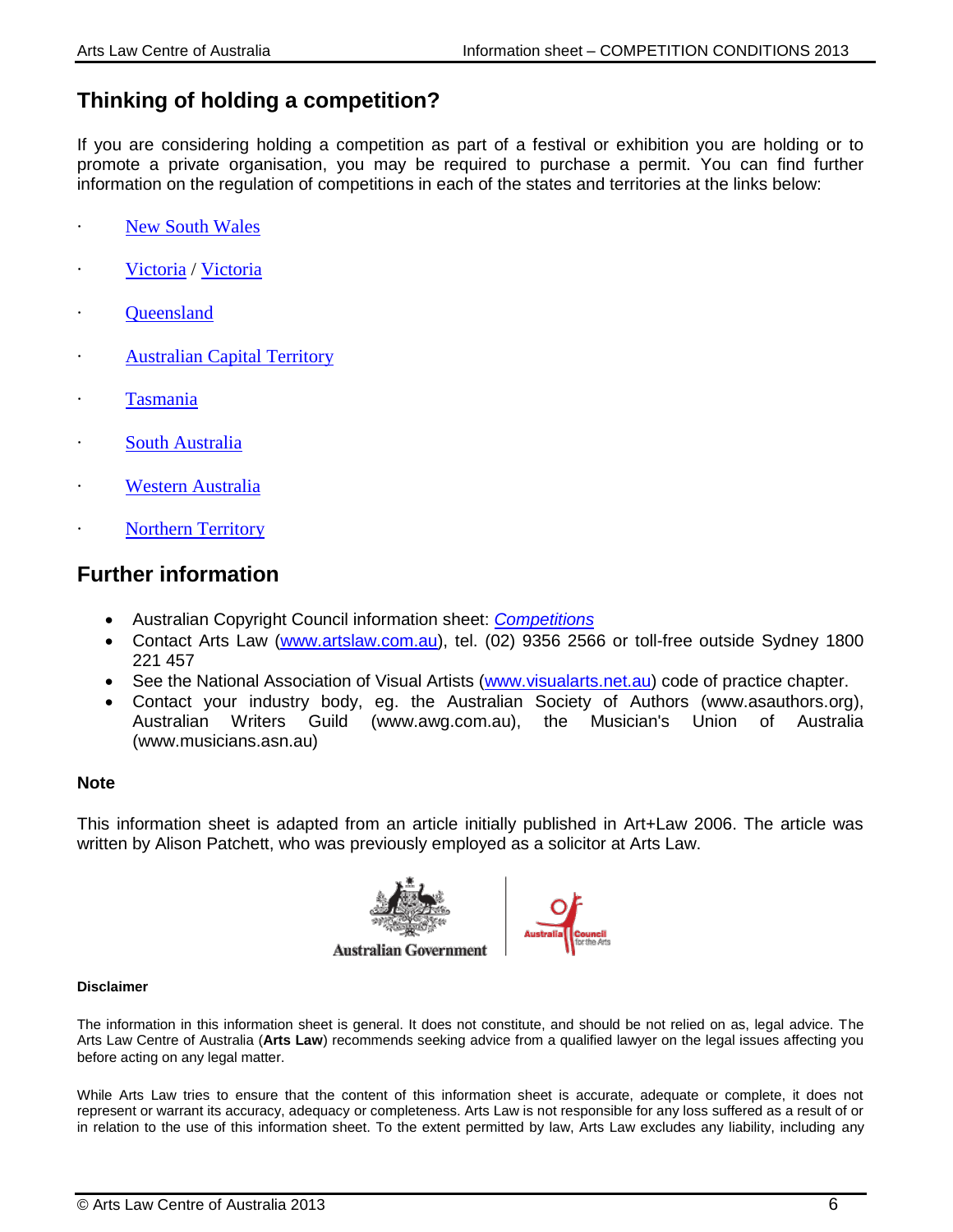## Thinking of holding a competition?

If you are considering holding a competition as part of a festival or exhibition you are holding or to promote a private organisation, you may be required to purchase a permit. You can find further information on the regulation of competitions in each of the states and territories at the links below:

- New South Wales
- Victoria / Victoria
- Queensland
- Australian Capital Territory
- Tasmania
- South Australia
- Western Australia
- Northern Territory

## Further information

- Australian Copyright Council information sheet: *Competitions*
- Contact Arts Law (www.artslaw.com.au), tel. (02) 9356 2566 or toll-free outside Sydney 1800 221 457
- See the National Association of Visual Artists (www.visualarts.net.au) code of practice chapter.
- Contact your industry body, eg. the Australian Society of Authors (www.asauthors.org), Australian Writers Guild (www.awg.com.au), the Musician's Union of Australia (www.musicians.asn.au)

**Note**

This information sheet is adapted from an article initially published in Art+Law 2006. The article was written by Alison Patchett, who was previously employed as a solicitor at Arts Law.

**Disclaimer**

The information in this information sheet is general. It does not constitute, and should be not relied on as, legal advice. The Arts Law Centre of Australia (**Arts Law**) recommends seeking advice from a qualified lawyer on the legal issues affecting you before acting on any legal matter.

While Arts Law tries to ensure that the content of this information sheet is accurate, adequate or complete, it does not represent or warrant its accuracy, adequacy or completeness. Arts Law is not responsible for any loss suffered as a result of or in relation to the use of this information sheet. To the extent permitted by law, Arts Law excludes any liability, including any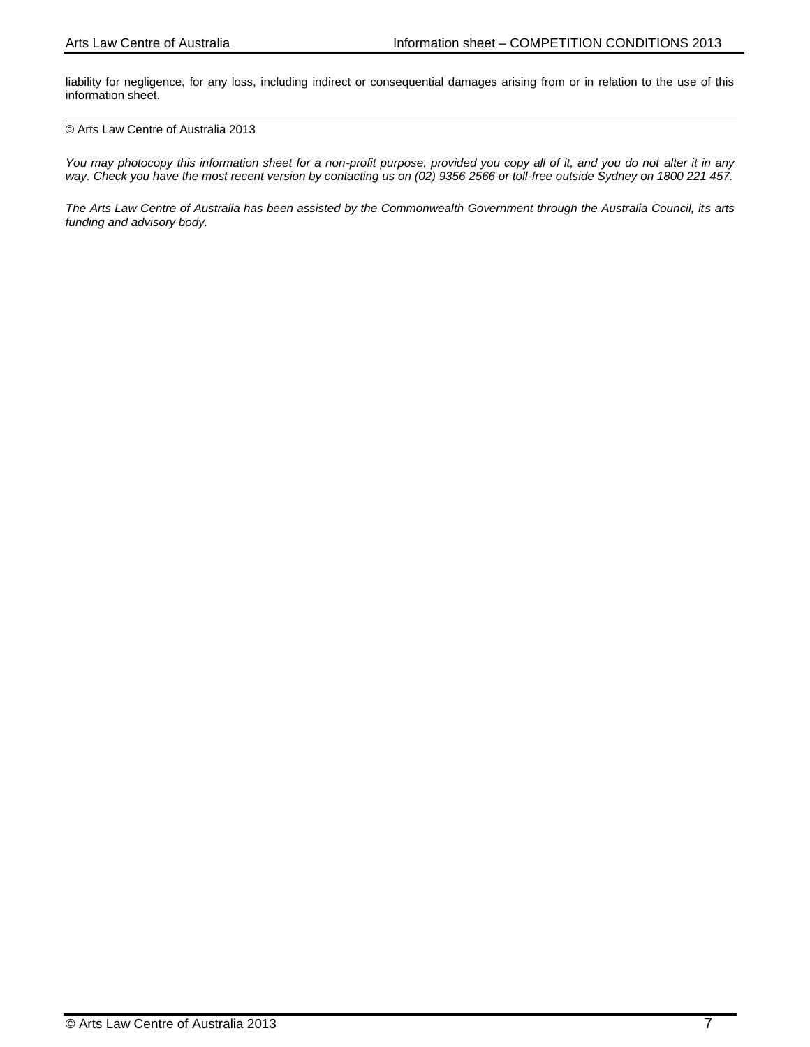liability for negligence, for any loss, including indirect or consequential damages arising from or in relation to the use of this information sheet.

---

© Arts Law Centre of Australia 2013

*You may photocopy this information sheet for a non-profit purpose, provided you copy all of it, and you do not alter it in any way. Check you have the most recent version by contacting us on (02) 9356 2566 or toll-free outside Sydney on 1800 221 457.*

*The Arts Law Centre of Australia has been assisted by the Commonwealth Government through the Australia Council, its arts funding and advisory body.*